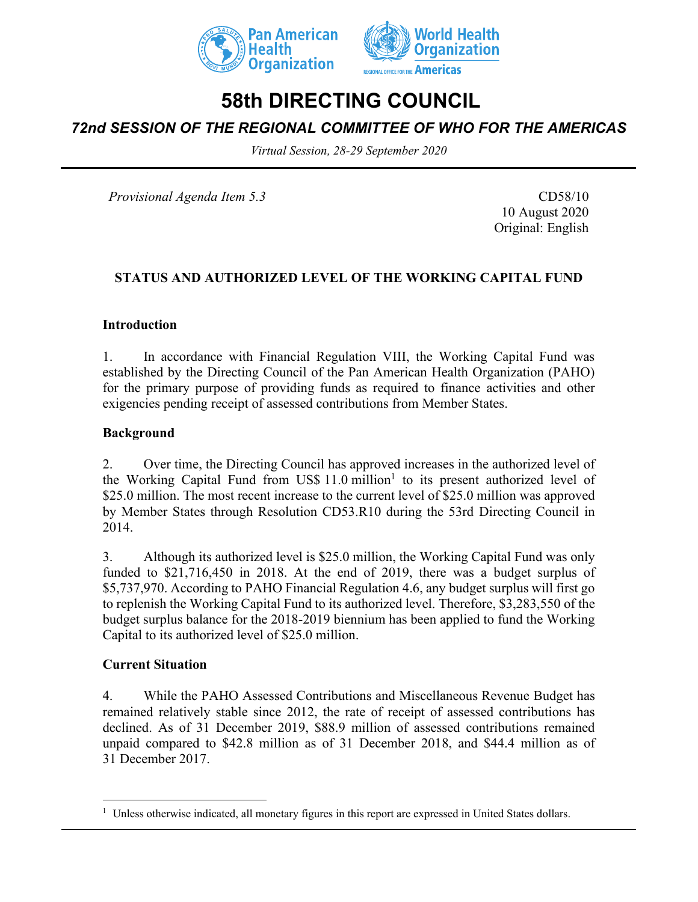Pan American Health Organization | World Health Organization — REGIONAL OFFICE FOR THE Americas

# 58th DIRECTING COUNCIL

## *72nd SESSION OF THE REGIONAL COMMITTEE OF WHO FOR THE AMERICAS*

*Virtual Session, 28-29 September 2020*

*Provisional Agenda Item 5.3*

CD58/10
10 August 2020
Original: English

### STATUS AND AUTHORIZED LEVEL OF THE WORKING CAPITAL FUND

#### Introduction

1. In accordance with Financial Regulation VIII, the Working Capital Fund was established by the Directing Council of the Pan American Health Organization (PAHO) for the primary purpose of providing funds as required to finance activities and other exigencies pending receipt of assessed contributions from Member States.

#### Background

2. Over time, the Directing Council has approved increases in the authorized level of the Working Capital Fund from US$ 11.0 million[1] to its present authorized level of $25.0 million. The most recent increase to the current level of $25.0 million was approved by Member States through Resolution CD53.R10 during the 53rd Directing Council in 2014.

3. Although its authorized level is $25.0 million, the Working Capital Fund was only funded to $21,716,450 in 2018. At the end of 2019, there was a budget surplus of $5,737,970. According to PAHO Financial Regulation 4.6, any budget surplus will first go to replenish the Working Capital Fund to its authorized level. Therefore, $3,283,550 of the budget surplus balance for the 2018-2019 biennium has been applied to fund the Working Capital to its authorized level of $25.0 million.

#### Current Situation

4. While the PAHO Assessed Contributions and Miscellaneous Revenue Budget has remained relatively stable since 2012, the rate of receipt of assessed contributions has declined. As of 31 December 2019, $88.9 million of assessed contributions remained unpaid compared to $42.8 million as of 31 December 2018, and $44.4 million as of 31 December 2017.

[1] Unless otherwise indicated, all monetary figures in this report are expressed in United States dollars.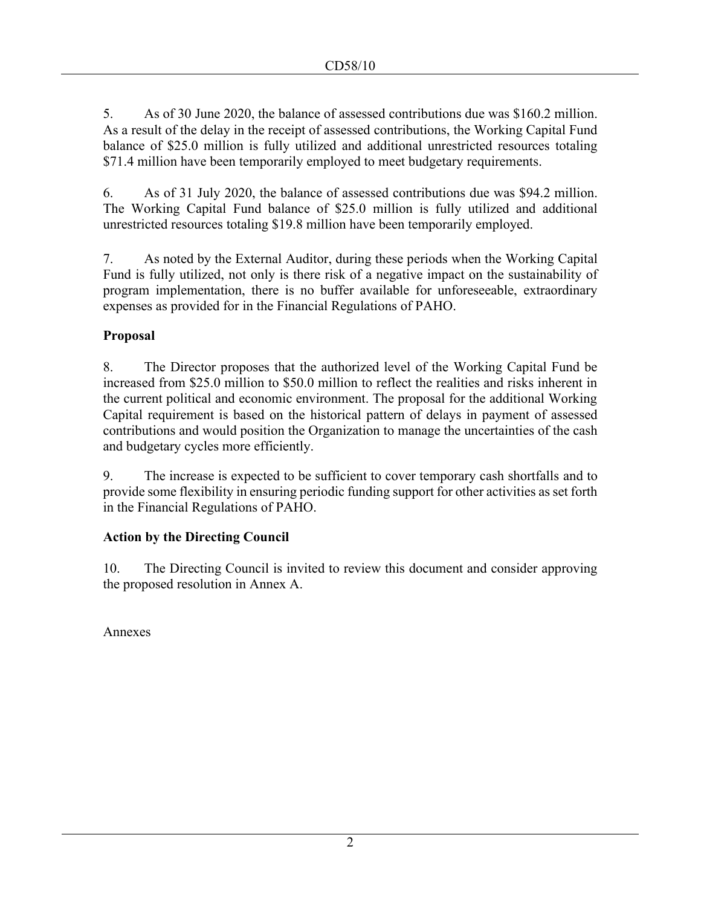5. As of 30 June 2020, the balance of assessed contributions due was $160.2 million. As a result of the delay in the receipt of assessed contributions, the Working Capital Fund balance of $25.0 million is fully utilized and additional unrestricted resources totaling $71.4 million have been temporarily employed to meet budgetary requirements.

6. As of 31 July 2020, the balance of assessed contributions due was $94.2 million. The Working Capital Fund balance of $25.0 million is fully utilized and additional unrestricted resources totaling $19.8 million have been temporarily employed.

7. As noted by the External Auditor, during these periods when the Working Capital Fund is fully utilized, not only is there risk of a negative impact on the sustainability of program implementation, there is no buffer available for unforeseeable, extraordinary expenses as provided for in the Financial Regulations of PAHO.

**Proposal**

8. The Director proposes that the authorized level of the Working Capital Fund be increased from $25.0 million to $50.0 million to reflect the realities and risks inherent in the current political and economic environment. The proposal for the additional Working Capital requirement is based on the historical pattern of delays in payment of assessed contributions and would position the Organization to manage the uncertainties of the cash and budgetary cycles more efficiently.

9. The increase is expected to be sufficient to cover temporary cash shortfalls and to provide some flexibility in ensuring periodic funding support for other activities as set forth in the Financial Regulations of PAHO.

**Action by the Directing Council**

10. The Directing Council is invited to review this document and consider approving the proposed resolution in Annex A.

Annexes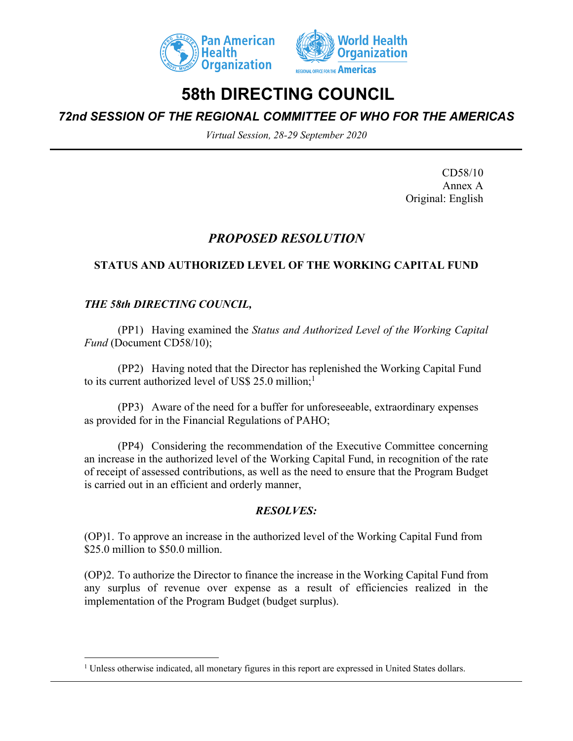# 58th DIRECTING COUNCIL

## *72nd SESSION OF THE REGIONAL COMMITTEE OF WHO FOR THE AMERICAS*

*Virtual Session, 28-29 September 2020*

CD58/10
Annex A
Original: English

## *PROPOSED RESOLUTION*

### STATUS AND AUTHORIZED LEVEL OF THE WORKING CAPITAL FUND

***THE 58th DIRECTING COUNCIL,***

(PP1) Having examined the *Status and Authorized Level of the Working Capital Fund* (Document CD58/10);

(PP2) Having noted that the Director has replenished the Working Capital Fund to its current authorized level of US$ 25.0 million;[1]

(PP3) Aware of the need for a buffer for unforeseeable, extraordinary expenses as provided for in the Financial Regulations of PAHO;

(PP4) Considering the recommendation of the Executive Committee concerning an increase in the authorized level of the Working Capital Fund, in recognition of the rate of receipt of assessed contributions, as well as the need to ensure that the Program Budget is carried out in an efficient and orderly manner,

***RESOLVES:***

(OP)1. To approve an increase in the authorized level of the Working Capital Fund from $25.0 million to $50.0 million.

(OP)2. To authorize the Director to finance the increase in the Working Capital Fund from any surplus of revenue over expense as a result of efficiencies realized in the implementation of the Program Budget (budget surplus).

---

[1] Unless otherwise indicated, all monetary figures in this report are expressed in United States dollars.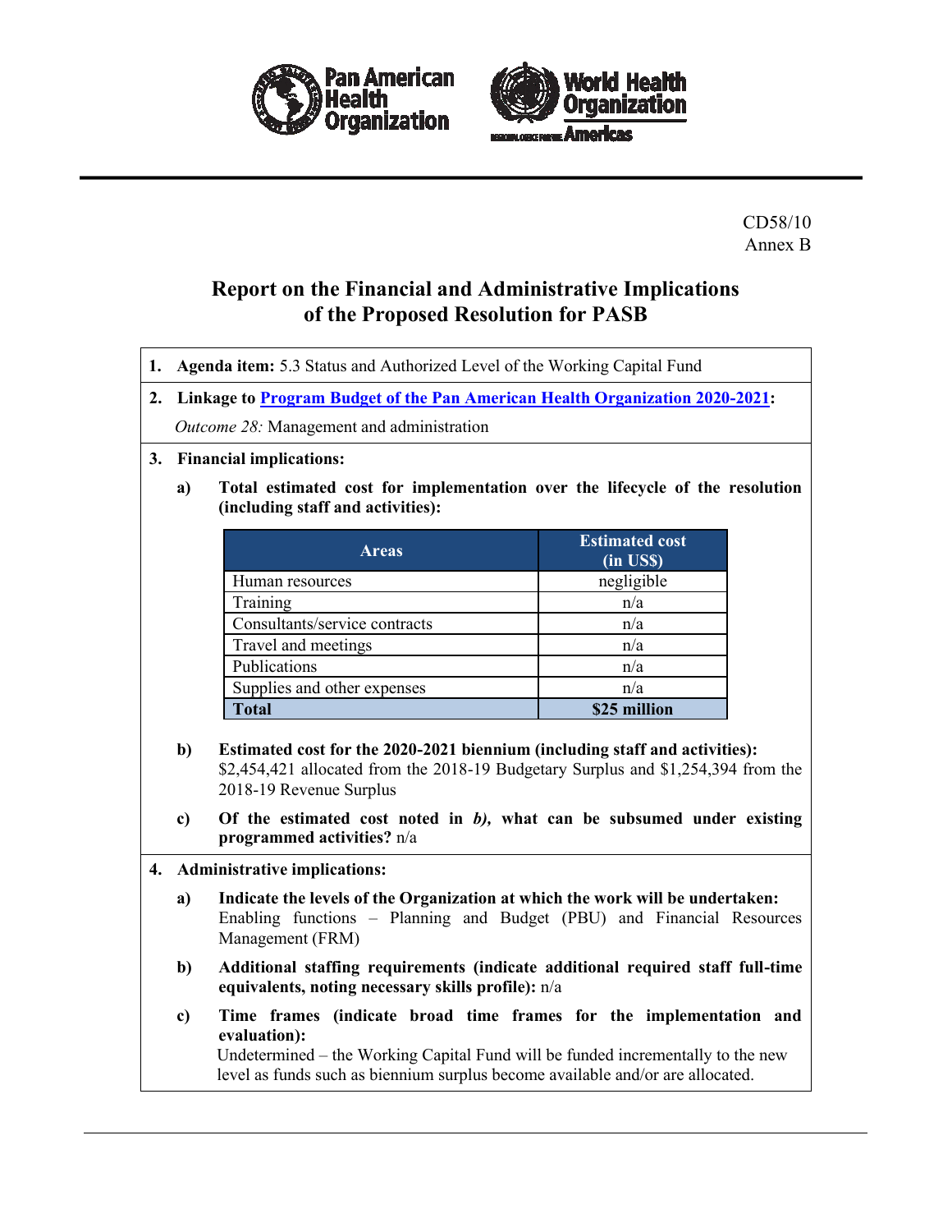CD58/10
Annex B

# Report on the Financial and Administrative Implications of the Proposed Resolution for PASB

**1. Agenda item:** 5.3 Status and Authorized Level of the Working Capital Fund

**2. Linkage to Program Budget of the Pan American Health Organization 2020-2021:**

*Outcome 28:* Management and administration

**3. Financial implications:**

**a) Total estimated cost for implementation over the lifecycle of the resolution (including staff and activities):**

| Areas | Estimated cost (in US$) |
|---|---|
| Human resources | negligible |
| Training | n/a |
| Consultants/service contracts | n/a |
| Travel and meetings | n/a |
| Publications | n/a |
| Supplies and other expenses | n/a |
| **Total** | **$25 million** |

**b) Estimated cost for the 2020-2021 biennium (including staff and activities):** $2,454,421 allocated from the 2018-19 Budgetary Surplus and $1,254,394 from the 2018-19 Revenue Surplus

**c) Of the estimated cost noted in *b),* what can be subsumed under existing programmed activities?** n/a

**4. Administrative implications:**

**a) Indicate the levels of the Organization at which the work will be undertaken:** Enabling functions – Planning and Budget (PBU) and Financial Resources Management (FRM)

**b) Additional staffing requirements (indicate additional required staff full-time equivalents, noting necessary skills profile):** n/a

**c) Time frames (indicate broad time frames for the implementation and evaluation):**
Undetermined – the Working Capital Fund will be funded incrementally to the new level as funds such as biennium surplus become available and/or are allocated.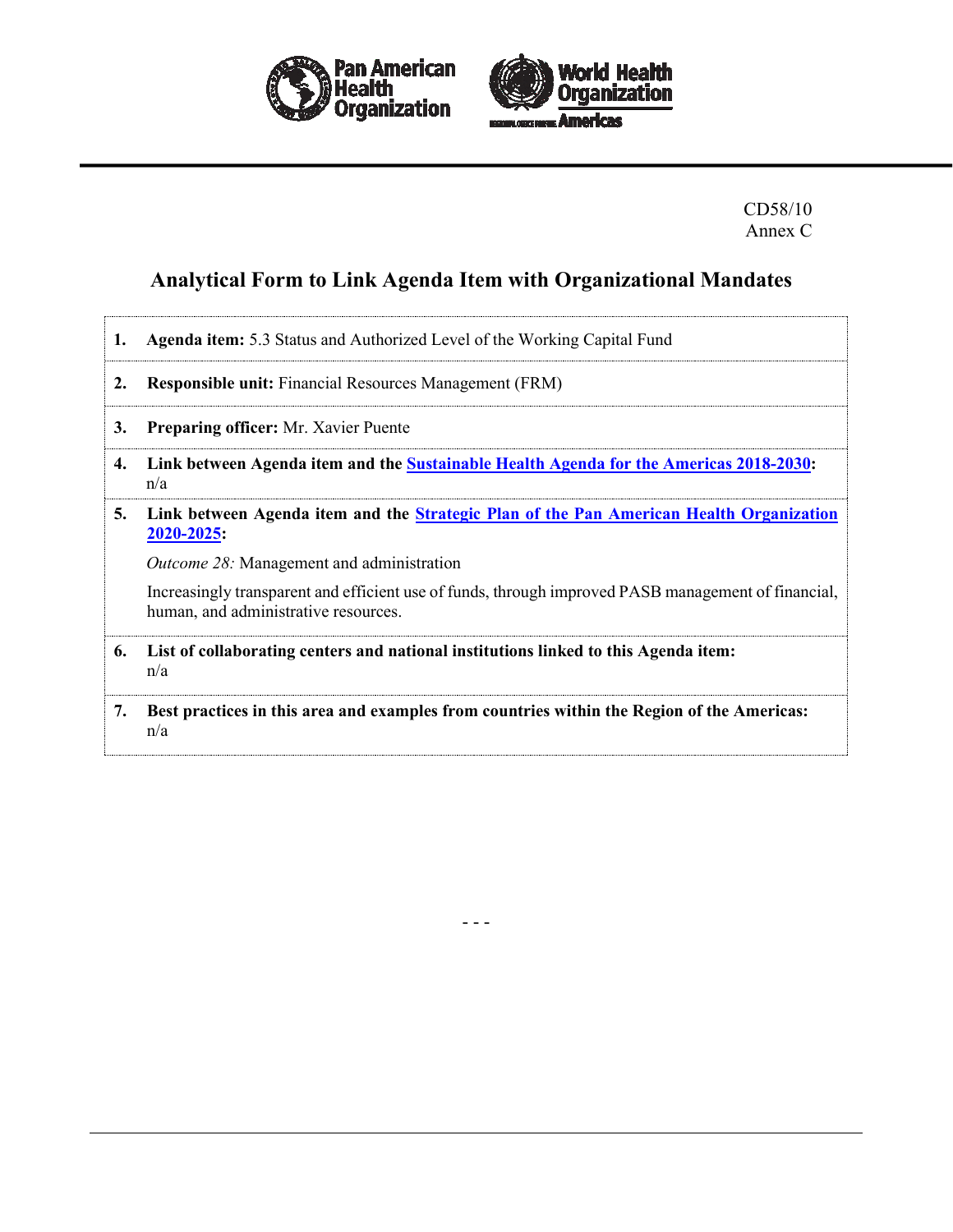CD58/10
Annex C

# Analytical Form to Link Agenda Item with Organizational Mandates

**1. Agenda item:** 5.3 Status and Authorized Level of the Working Capital Fund

**2. Responsible unit:** Financial Resources Management (FRM)

**3. Preparing officer:** Mr. Xavier Puente

**4. Link between Agenda item and the Sustainable Health Agenda for the Americas 2018-2030:**
n/a

**5. Link between Agenda item and the Strategic Plan of the Pan American Health Organization 2020-2025:**

*Outcome 28:* Management and administration

Increasingly transparent and efficient use of funds, through improved PASB management of financial, human, and administrative resources.

**6. List of collaborating centers and national institutions linked to this Agenda item:**
n/a

**7. Best practices in this area and examples from countries within the Region of the Americas:**
n/a

- - -